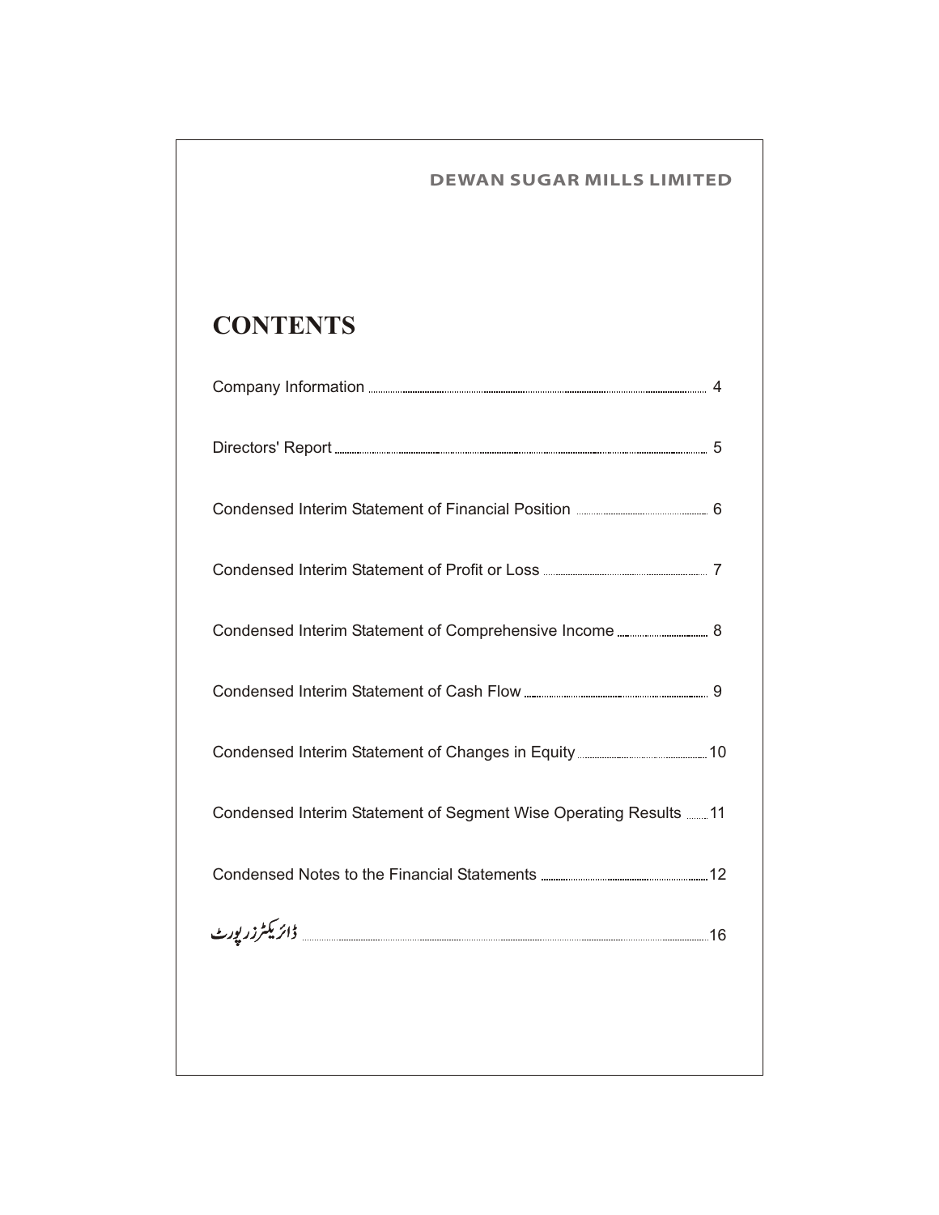# CONTENTS

| | |
|---|---|
| Company Information | 4 |
| Directors' Report | 5 |
| Condensed Interim Statement of Financial Position | 6 |
| Condensed Interim Statement of Profit or Loss | 7 |
| Condensed Interim Statement of Comprehensive Income | 8 |
| Condensed Interim Statement of Cash Flow | 9 |
| Condensed Interim Statement of Changes in Equity | 10 |
| Condensed Interim Statement of Segment Wise Operating Results | 11 |
| Condensed Notes to the Financial Statements | 12 |
| ڈائریکٹرز رپورٹ | 16 |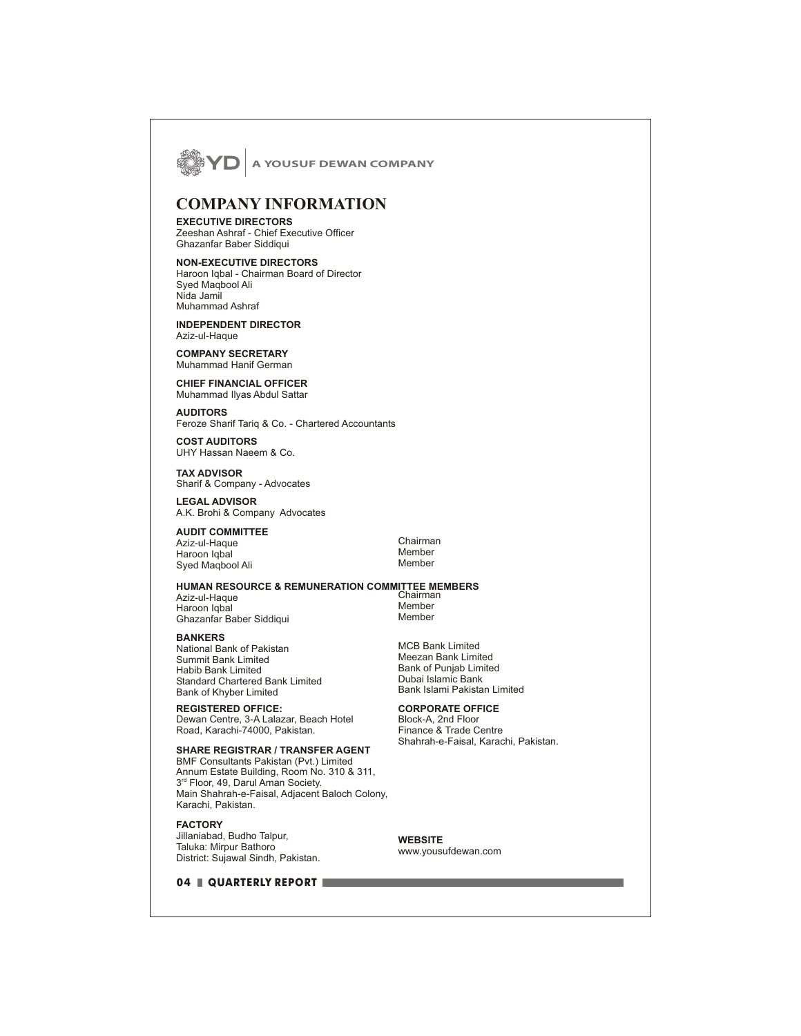# COMPANY INFORMATION

**EXECUTIVE DIRECTORS**
Zeeshan Ashraf - Chief Executive Officer
Ghazanfar Baber Siddiqui

**NON-EXECUTIVE DIRECTORS**
Haroon Iqbal - Chairman Board of Director
Syed Maqbool Ali
Nida Jamil
Muhammad Ashraf

**INDEPENDENT DIRECTOR**
Aziz-ul-Haque

**COMPANY SECRETARY**
Muhammad Hanif German

**CHIEF FINANCIAL OFFICER**
Muhammad Ilyas Abdul Sattar

**AUDITORS**
Feroze Sharif Tariq & Co. - Chartered Accountants

**COST AUDITORS**
UHY Hassan Naeem & Co.

**TAX ADVISOR**
Sharif & Company - Advocates

**LEGAL ADVISOR**
A.K. Brohi & Company Advocates

**AUDIT COMMITTEE**

| | |
|---|---|
| Aziz-ul-Haque | Chairman |
| Haroon Iqbal | Member |
| Syed Maqbool Ali | Member |

**HUMAN RESOURCE & REMUNERATION COMMITTEE MEMBERS**

| | |
|---|---|
| Aziz-ul-Haque | Chairman |
| Haroon Iqbal | Member |
| Ghazanfar Baber Siddiqui | Member |

**BANKERS**
National Bank of Pakistan
Summit Bank Limited
Habib Bank Limited
Standard Chartered Bank Limited
Bank of Khyber Limited
MCB Bank Limited
Meezan Bank Limited
Bank of Punjab Limited
Dubai Islamic Bank
Bank Islami Pakistan Limited

**REGISTERED OFFICE:**
Dewan Centre, 3-A Lalazar, Beach Hotel Road, Karachi-74000, Pakistan.

**CORPORATE OFFICE**
Block-A, 2nd Floor
Finance & Trade Centre
Shahrah-e-Faisal, Karachi, Pakistan.

**SHARE REGISTRAR / TRANSFER AGENT**
BMF Consultants Pakistan (Pvt.) Limited
Annum Estate Building, Room No. 310 & 311,
3rd Floor, 49, Darul Aman Society.
Main Shahrah-e-Faisal, Adjacent Baloch Colony,
Karachi, Pakistan.

**FACTORY**
Jillaniabad, Budho Talpur,
Taluka: Mirpur Bathoro
District: Sujawal Sindh, Pakistan.

**WEBSITE**
www.yousufdewan.com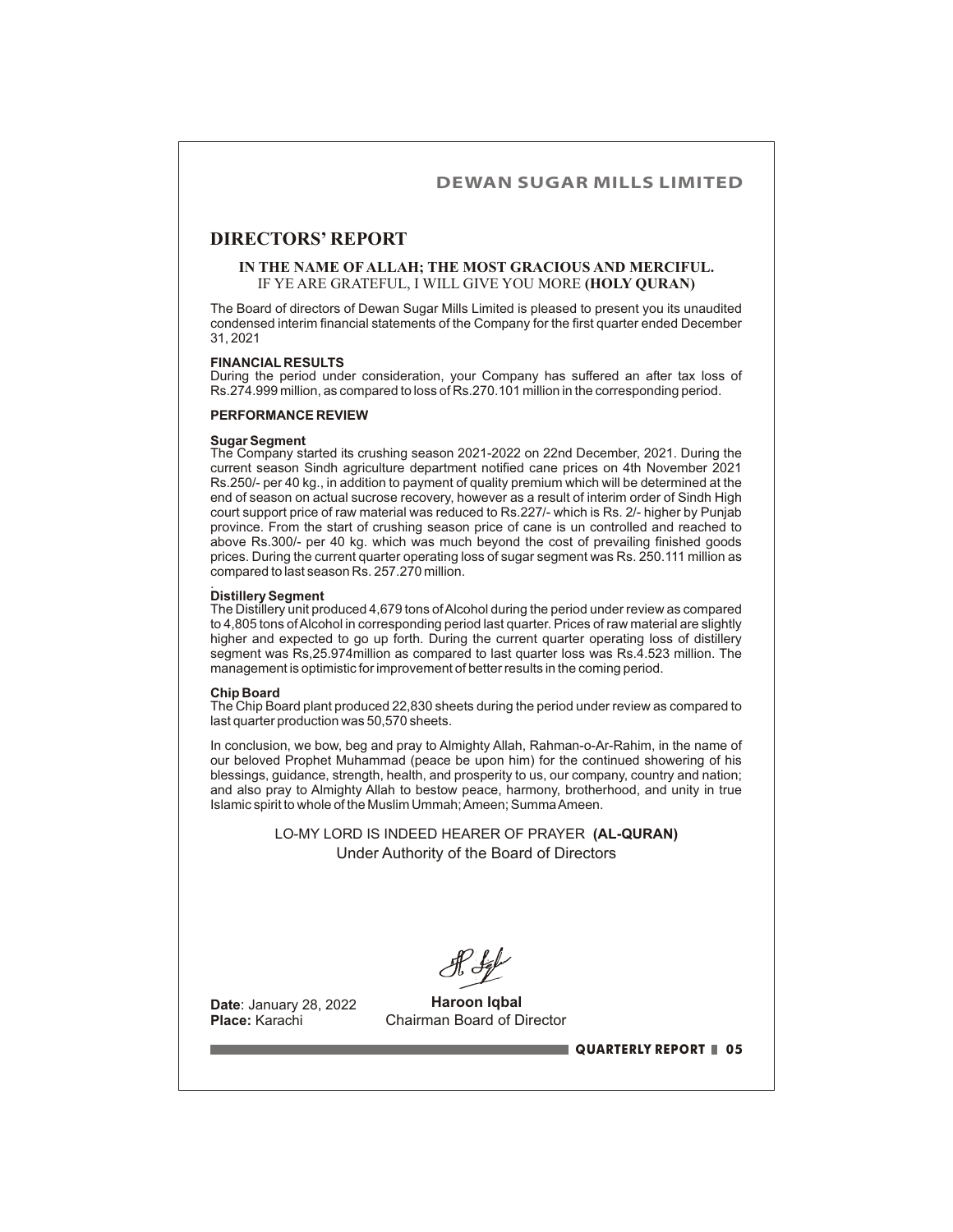# DIRECTORS' REPORT

**IN THE NAME OF ALLAH; THE MOST GRACIOUS AND MERCIFUL.**
IF YE ARE GRATEFUL, I WILL GIVE YOU MORE **(HOLY QURAN)**

The Board of directors of Dewan Sugar Mills Limited is pleased to present you its unaudited condensed interim financial statements of the Company for the first quarter ended December 31, 2021

**FINANCIAL RESULTS**

During the period under consideration, your Company has suffered an after tax loss of Rs.274.999 million, as compared to loss of Rs.270.101 million in the corresponding period.

**PERFORMANCE REVIEW**

**Sugar Segment**

The Company started its crushing season 2021-2022 on 22nd December, 2021. During the current season Sindh agriculture department notified cane prices on 4th November 2021 Rs.250/- per 40 kg., in addition to payment of quality premium which will be determined at the end of season on actual sucrose recovery, however as a result of interim order of Sindh High court support price of raw material was reduced to Rs.227/- which is Rs. 2/- higher by Punjab province. From the start of crushing season price of cane is un controlled and reached to above Rs.300/- per 40 kg. which was much beyond the cost of prevailing finished goods prices. During the current quarter operating loss of sugar segment was Rs. 250.111 million as compared to last season Rs. 257.270 million.

**Distillery Segment**

The Distillery unit produced 4,679 tons of Alcohol during the period under review as compared to 4,805 tons of Alcohol in corresponding period last quarter. Prices of raw material are slightly higher and expected to go up forth. During the current quarter operating loss of distillery segment was Rs,25.974million as compared to last quarter loss was Rs.4.523 million. The management is optimistic for improvement of better results in the coming period.

**Chip Board**

The Chip Board plant produced 22,830 sheets during the period under review as compared to last quarter production was 50,570 sheets.

In conclusion, we bow, beg and pray to Almighty Allah, Rahman-o-Ar-Rahim, in the name of our beloved Prophet Muhammad (peace be upon him) for the continued showering of his blessings, guidance, strength, health, and prosperity to us, our company, country and nation; and also pray to Almighty Allah to bestow peace, harmony, brotherhood, and unity in true Islamic spirit to whole of the Muslim Ummah; Ameen; Summa Ameen.

LO-MY LORD IS INDEED HEARER OF PRAYER **(AL-QURAN)**
Under Authority of the Board of Directors

**Date**: January 28, 2022
**Place:** Karachi

**Haroon Iqbal**
Chairman Board of Director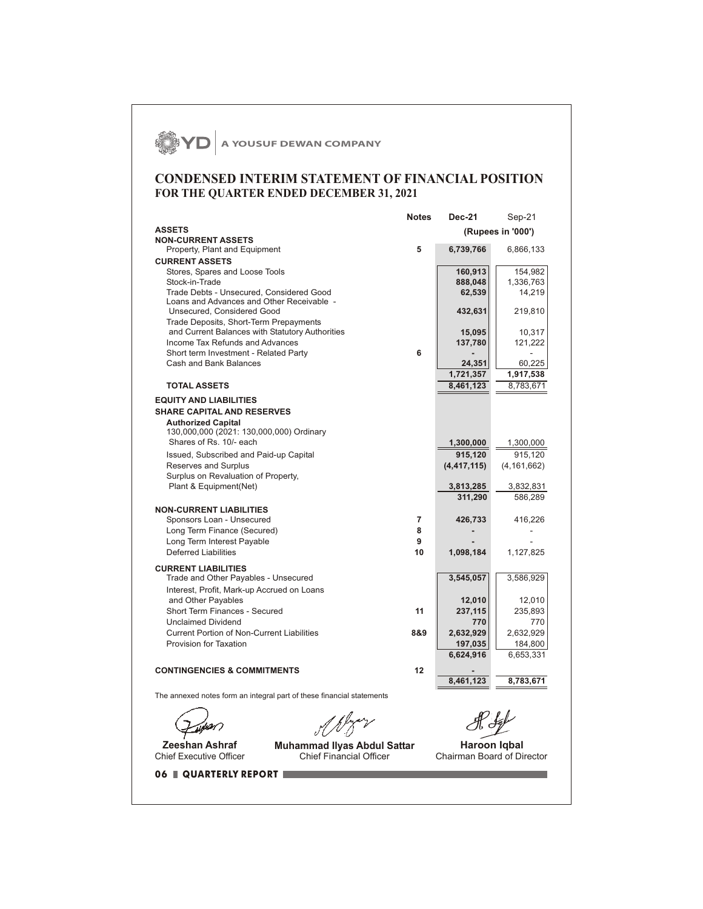A YOUSUF DEWAN COMPANY

# CONDENSED INTERIM STATEMENT OF FINANCIAL POSITION
## FOR THE QUARTER ENDED DECEMBER 31, 2021

| | Notes | Dec-21 | Sep-21 |
|---|---|---|---|
| **ASSETS** | | (Rupees in '000') | |
| **NON-CURRENT ASSETS** | | | |
| Property, Plant and Equipment | 5 | **6,739,766** | 6,866,133 |
| **CURRENT ASSETS** | | | |
| Stores, Spares and Loose Tools | | **160,913** | 154,982 |
| Stock-in-Trade | | **888,048** | 1,336,763 |
| Trade Debts - Unsecured, Considered Good | | **62,539** | 14,219 |
| Loans and Advances and Other Receivable - Unsecured, Considered Good | | **432,631** | 219,810 |
| Trade Deposits, Short-Term Prepayments and Current Balances with Statutory Authorities | | **15,095** | 10,317 |
| Income Tax Refunds and Advances | | **137,780** | 121,222 |
| Short term Investment - Related Party | 6 | **-** | - |
| Cash and Bank Balances | | **24,351** | 60,225 |
| | | **1,721,357** | **1,917,538** |
| **TOTAL ASSETS** | | **8,461,123** | 8,783,671 |
| **EQUITY AND LIABILITIES** | | | |
| **SHARE CAPITAL AND RESERVES** | | | |
| **Authorized Capital** | | | |
| 130,000,000 (2021: 130,000,000) Ordinary Shares of Rs. 10/- each | | **1,300,000** | 1,300,000 |
| Issued, Subscribed and Paid-up Capital | | **915,120** | 915,120 |
| Reserves and Surplus | | **(4,417,115)** | (4,161,662) |
| Surplus on Revaluation of Property, Plant & Equipment(Net) | | **3,813,285** | 3,832,831 |
| | | **311,290** | 586,289 |
| **NON-CURRENT LIABILITIES** | | | |
| Sponsors Loan - Unsecured | 7 | **426,733** | 416,226 |
| Long Term Finance (Secured) | 8 | **-** | - |
| Long Term Interest Payable | 9 | **-** | - |
| Deferred Liabilities | 10 | **1,098,184** | 1,127,825 |
| **CURRENT LIABILITIES** | | | |
| Trade and Other Payables - Unsecured | | **3,545,057** | 3,586,929 |
| Interest, Profit, Mark-up Accrued on Loans and Other Payables | | **12,010** | 12,010 |
| Short Term Finances - Secured | 11 | **237,115** | 235,893 |
| Unclaimed Dividend | | **770** | 770 |
| Current Portion of Non-Current Liabilities | 8&9 | **2,632,929** | 2,632,929 |
| Provision for Taxation | | **197,035** | 184,800 |
| | | **6,624,916** | 6,653,331 |
| **CONTINGENCIES & COMMITMENTS** | 12 | **-** | |
| | | **8,461,123** | **8,783,671** |

The annexed notes form an integral part of these financial statements

| **Zeeshan Ashraf** | **Muhammad Ilyas Abdul Sattar** | **Haroon Iqbal** |
|---|---|---|
| Chief Executive Officer | Chief Financial Officer | Chairman Board of Director |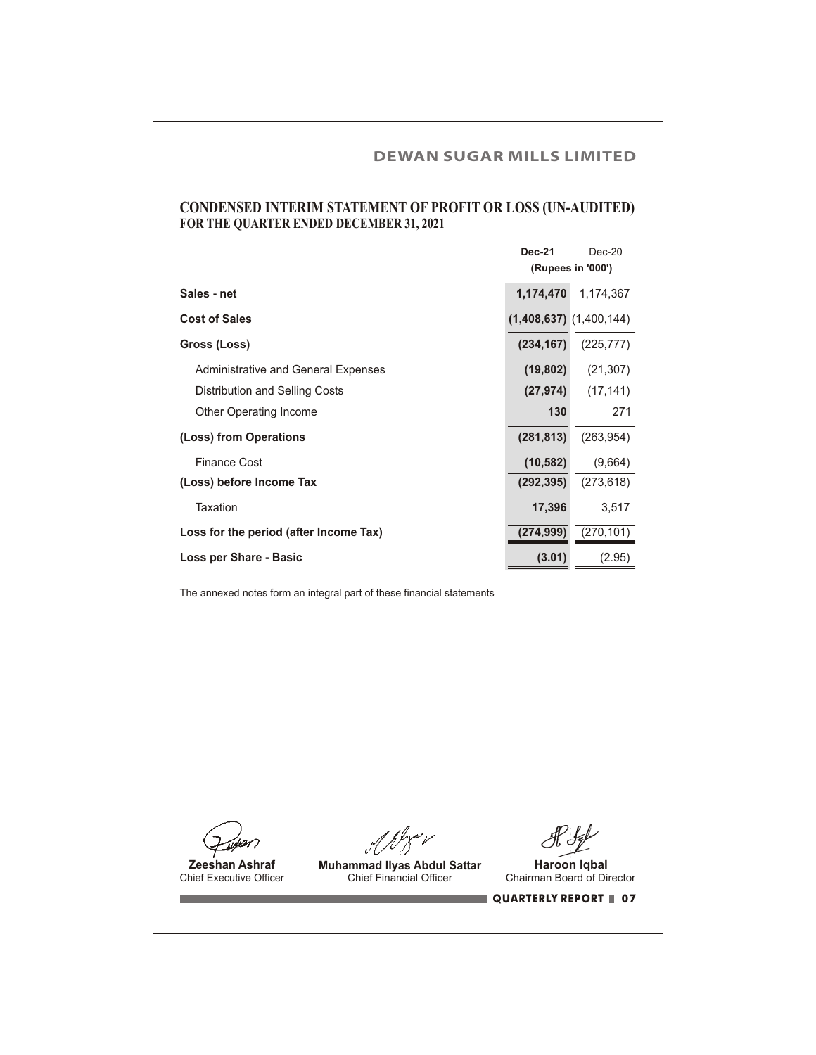## DEWAN SUGAR MILLS LIMITED

# CONDENSED INTERIM STATEMENT OF PROFIT OR LOSS (UN-AUDITED)
## FOR THE QUARTER ENDED DECEMBER 31, 2021

| | Dec-21 | Dec-20 |
|---|---|---|
| | (Rupees in '000') | |
| **Sales - net** | **1,174,470** | 1,174,367 |
| **Cost of Sales** | **(1,408,637)** | (1,400,144) |
| **Gross (Loss)** | **(234,167)** | (225,777) |
| Administrative and General Expenses | **(19,802)** | (21,307) |
| Distribution and Selling Costs | **(27,974)** | (17,141) |
| Other Operating Income | **130** | 271 |
| **(Loss) from Operations** | **(281,813)** | (263,954) |
| Finance Cost | **(10,582)** | (9,664) |
| **(Loss) before Income Tax** | **(292,395)** | (273,618) |
| Taxation | **17,396** | 3,517 |
| **Loss for the period (after Income Tax)** | **(274,999)** | (270,101) |
| **Loss per Share - Basic** | **(3.01)** | (2.95) |

The annexed notes form an integral part of these financial statements

| **Zeeshan Ashraf** | **Muhammad Ilyas Abdul Sattar** | **Haroon Iqbal** |
|---|---|---|
| Chief Executive Officer | Chief Financial Officer | Chairman Board of Director |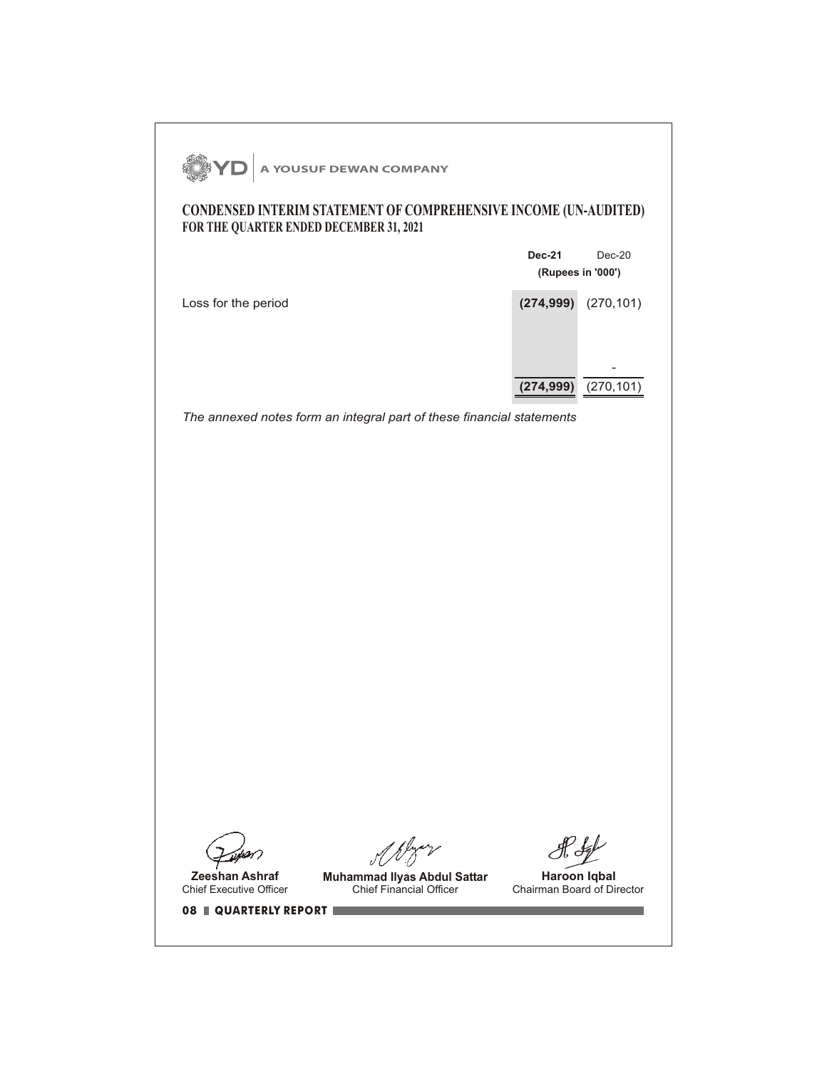A YOUSUF DEWAN COMPANY

# CONDENSED INTERIM STATEMENT OF COMPREHENSIVE INCOME (UN-AUDITED)
## FOR THE QUARTER ENDED DECEMBER 31, 2021

| | **Dec-21** | Dec-20 |
|---|---|---|
| | **(Rupees in '000')** | |
| Loss for the period | **(274,999)** | (270,101) |
| | | - |
| | **(274,999)** | (270,101) |

*The annexed notes form an integral part of these financial statements*

**Zeeshan Ashraf**
Chief Executive Officer

**Muhammad Ilyas Abdul Sattar**
Chief Financial Officer

**Haroon Iqbal**
Chairman Board of Director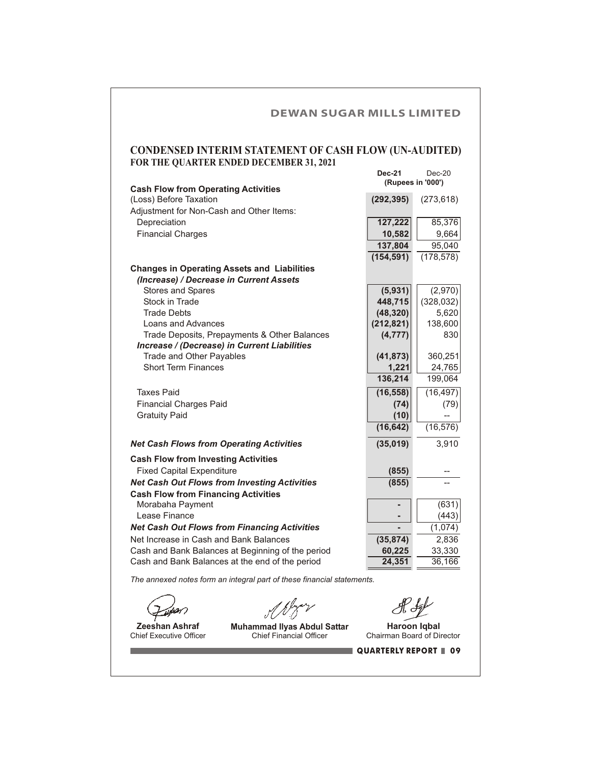## CONDENSED INTERIM STATEMENT OF CASH FLOW (UN-AUDITED)
### FOR THE QUARTER ENDED DECEMBER 31, 2021

| | Dec-21 | Dec-20 |
|---|---|---|
| | (Rupees in '000') | |
| **Cash Flow from Operating Activities** | | |
| (Loss) Before Taxation | **(292,395)** | (273,618) |
| Adjustment for Non-Cash and Other Items: | | |
| Depreciation | **127,222** | 85,376 |
| Financial Charges | **10,582** | 9,664 |
| | **137,804** | 95,040 |
| | **(154,591)** | (178,578) |
| **Changes in Operating Assets and Liabilities** | | |
| ***(Increase) / Decrease in Current Assets*** | | |
| Stores and Spares | **(5,931)** | (2,970) |
| Stock in Trade | **448,715** | (328,032) |
| Trade Debts | **(48,320)** | 5,620 |
| Loans and Advances | **(212,821)** | 138,600 |
| Trade Deposits, Prepayments & Other Balances | **(4,777)** | 830 |
| ***Increase / (Decrease) in Current Liabilities*** | | |
| Trade and Other Payables | **(41,873)** | 360,251 |
| Short Term Finances | **1,221** | 24,765 |
| | **136,214** | 199,064 |
| Taxes Paid | **(16,558)** | (16,497) |
| Financial Charges Paid | **(74)** | (79) |
| Gratuity Paid | **(10)** | -- |
| | **(16,642)** | (16,576) |
| ***Net Cash Flows from Operating Activities*** | **(35,019)** | 3,910 |
| **Cash Flow from Investing Activities** | | |
| Fixed Capital Expenditure | **(855)** | -- |
| ***Net Cash Out Flows from Investing Activities*** | **(855)** | -- |
| **Cash Flow from Financing Activities** | | |
| Morabaha Payment | **-** | (631) |
| Lease Finance | **-** | (443) |
| ***Net Cash Out Flows from Financing Activities*** | **-** | (1,074) |
| Net Increase in Cash and Bank Balances | **(35,874)** | 2,836 |
| Cash and Bank Balances at Beginning of the period | **60,225** | 33,330 |
| Cash and Bank Balances at the end of the period | **24,351** | 36,166 |

*The annexed notes form an integral part of these financial statements.*

| **Zeeshan Ashraf** | **Muhammad Ilyas Abdul Sattar** | **Haroon Iqbal** |
|---|---|---|
| Chief Executive Officer | Chief Financial Officer | Chairman Board of Director |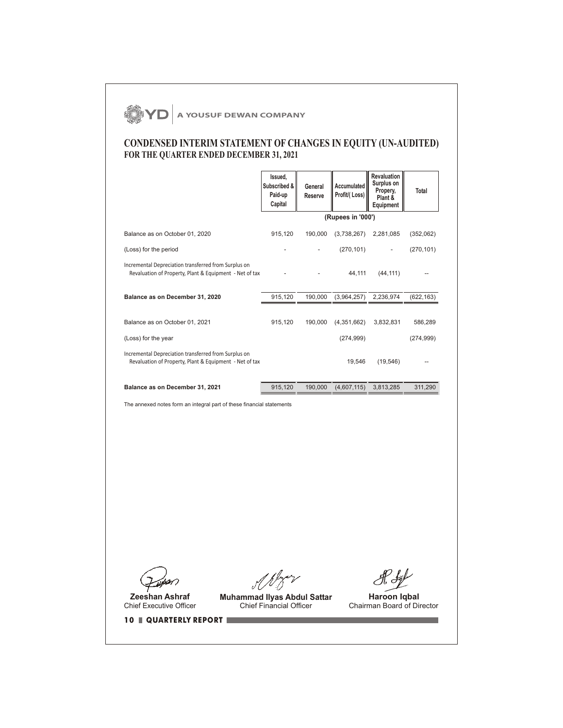# CONDENSED INTERIM STATEMENT OF CHANGES IN EQUITY (UN-AUDITED)
## FOR THE QUARTER ENDED DECEMBER 31, 2021

| | Issued, Subscribed & Paid-up Capital | General Reserve | Accumulated Profit/( Loss) | Revaluation Surplus on Propery, Plant & Equipment | Total |
|---|---|---|---|---|---|
| | (Rupees in '000') | | | | |
| Balance as on October 01, 2020 | 915,120 | 190,000 | (3,738,267) | 2,281,085 | (352,062) |
| (Loss) for the period | - | - | (270,101) | - | (270,101) |
| Incremental Depreciation transferred from Surplus on Revaluation of Property, Plant & Equipment - Net of tax | - | - | 44,111 | (44,111) | -- |
| **Balance as on December 31, 2020** | 915,120 | 190,000 | (3,964,257) | 2,236,974 | (622,163) |
| Balance as on October 01, 2021 | 915,120 | 190,000 | (4,351,662) | 3,832,831 | 586,289 |
| (Loss) for the year | | | (274,999) | | (274,999) |
| Incremental Depreciation transferred from Surplus on Revaluation of Property, Plant & Equipment - Net of tax | | | 19,546 | (19,546) | -- |
| **Balance as on December 31, 2021** | 915,120 | 190,000 | (4,607,115) | 3,813,285 | 311,290 |

The annexed notes form an integral part of these financial statements

**Zeeshan Ashraf**
Chief Executive Officer

**Muhammad Ilyas Abdul Sattar**
Chief Financial Officer

**Haroon Iqbal**
Chairman Board of Director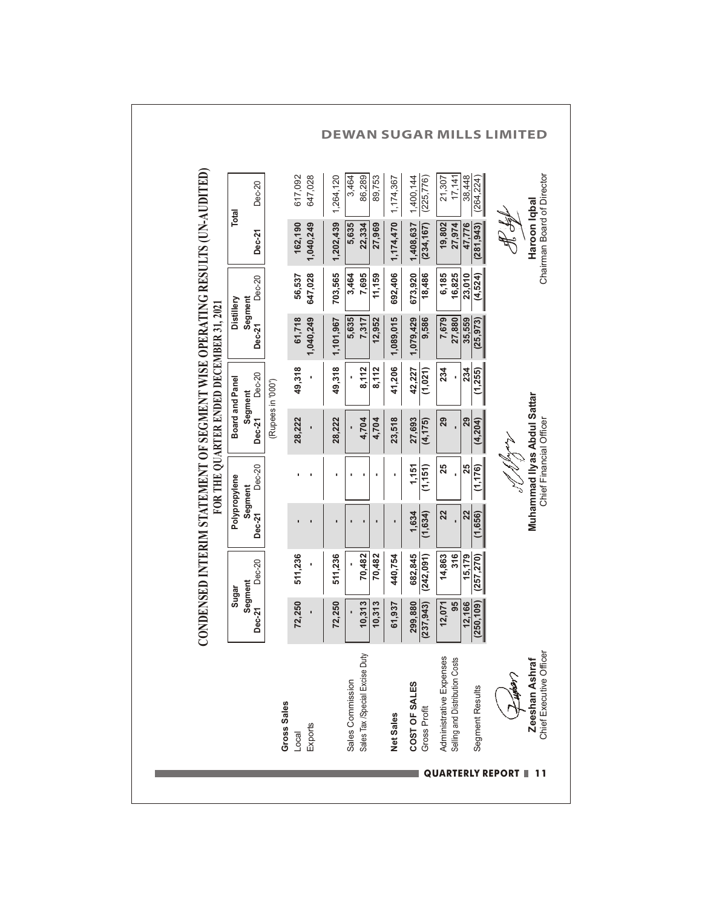# CONDENSED INTERIM STATEMENT OF SEGMENT WISE OPERATING RESULTS (UN-AUDITED)

## FOR THE QUARTER ENDED DECEMBER 31, 2021

| | Sugar Segment | | Polypropylene Segment | | Board and Panel Segment | | Distillery Segment | | Total | |
|---|---|---|---|---|---|---|---|---|---|---|
| | Dec-21 | Dec-20 | Dec-21 | Dec-20 | Dec-21 | Dec-20 | Dec-21 | Dec-20 | Dec-21 | Dec-20 |
| | (Rupees in '000') | | | | | | | | | |
| **Gross Sales** | | | | | | | | | | |
| Local | 72,250 | 511,236 | - | - | 28,222 | 49,318 | 61,718 | 56,537 | 162,190 | 617,092 |
| Exports | - | - | - | - | - | - | 1,040,249 | 647,028 | 1,040,249 | 647,028 |
| | 72,250 | 511,236 | - | - | 28,222 | 49,318 | 1,101,967 | 703,565 | 1,202,439 | 1,264,120 |
| Sales Commission | - | - | - | - | - | - | 5,635 | 3,464 | 5,635 | 3,464 |
| Sales Tax /Special Excise Duty | 10,313 | 70,482 | - | - | 4,704 | 8,112 | 7,317 | 7,695 | 22,334 | 86,289 |
| | 10,313 | 70,482 | - | - | 4,704 | 8,112 | 12,952 | 11,159 | 27,969 | 89,753 |
| **Net Sales** | 61,937 | 440,754 | - | - | 23,518 | 41,206 | 1,089,015 | 692,406 | 1,174,470 | 1,174,367 |
| **COST OF SALES** | 299,880 | 682,845 | 1,634 | 1,151 | 27,693 | 42,227 | 1,079,429 | 673,920 | 1,408,637 | 1,400,144 |
| Gross Profit | (237,943) | (242,091) | (1,634) | (1,151) | (4,175) | (1,021) | 9,586 | 18,486 | (234,167) | (225,776) |
| Administrative Expenses | 12,071 | 14,863 | 22 | 25 | 29 | 234 | 7,679 | 6,185 | 19,802 | 21,307 |
| Selling and Distribution Costs | 95 | 316 | - | - | - | - | 27,880 | 16,825 | 27,974 | 17,141 |
| | 12,166 | 15,179 | 22 | 25 | 29 | 234 | 35,559 | 23,010 | 47,776 | 38,448 |
| Segment Results | (250,109) | (257,270) | (1,656) | (1,176) | (4,204) | (1,255) | (25,973) | (4,524) | (281,943) | (264,224) |

**Zeeshan Ashraf**
Chief Executive Officer

**Muhammad Ilyas Abdul Sattar**
Chief Financial Officer

**Haroon Iqbal**
Chairman Board of Director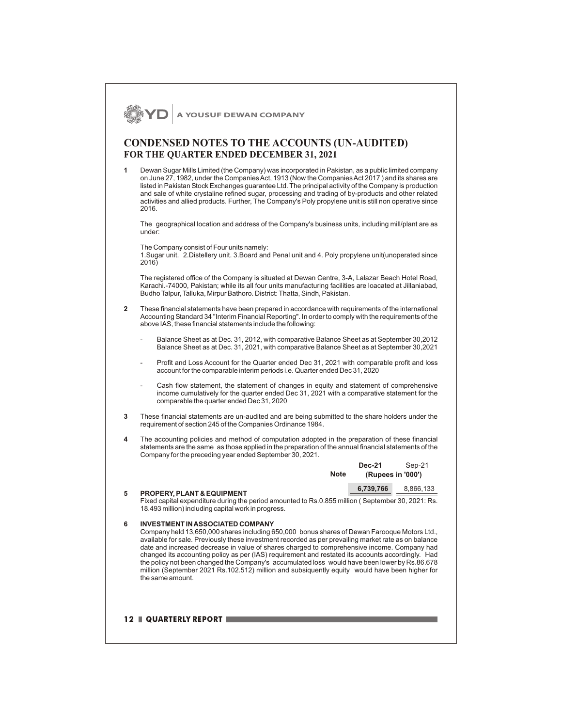# CONDENSED NOTES TO THE ACCOUNTS (UN-AUDITED)
## FOR THE QUARTER ENDED DECEMBER 31, 2021

**1** Dewan Sugar Mills Limited (the Company) was incorporated in Pakistan, as a public limited company on June 27, 1982, under the Companies Act, 1913 (Now the Companies Act 2017 ) and its shares are listed in Pakistan Stock Exchanges guarantee Ltd. The principal activity of the Company is production and sale of white crystaline refined sugar, processing and trading of by-products and other related activities and allied products. Further, The Company's Poly propylene unit is still non operative since 2016.

The geographical location and address of the Company's business units, including mill/plant are as under:

The Company consist of Four units namely:
1.Sugar unit. 2.Distellery unit. 3.Board and Penal unit and 4. Poly propylene unit(unoperated since 2016)

The registered office of the Company is situated at Dewan Centre, 3-A, Lalazar Beach Hotel Road, Karachi.-74000, Pakistan; while its all four units manufacturing facilities are loacated at Jillaniabad, Budho Talpur, Talluka, Mirpur Bathoro. District: Thatta, Sindh, Pakistan.

**2** These financial statements have been prepared in accordance with requirements of the international Accounting Standard 34 "Interim Financial Reporting". In order to comply with the requirements of the above IAS, these financial statements include the following:

- Balance Sheet as at Dec. 31, 2012, with comparative Balance Sheet as at September 30,2012 Balance Sheet as at Dec. 31, 2021, with comparative Balance Sheet as at September 30,2021
- Profit and Loss Account for the Quarter ended Dec 31, 2021 with comparable profit and loss account for the comparable interim periods i.e. Quarter ended Dec 31, 2020
- Cash flow statement, the statement of changes in equity and statement of comprehensive income cumulatively for the quarter ended Dec 31, 2021 with a comparative statement for the comparable the quarter ended Dec 31, 2020

**3** These financial statements are un-audited and are being submitted to the share holders under the requirement of section 245 of the Companies Ordinance 1984.

**4** The accounting policies and method of computation adopted in the preparation of these financial statements are the same as those applied in the preparation of the annual financial statements of the Company for the preceding year ended September 30, 2021.

| | Note | Dec-21 | Sep-21 |
|---|---|---|---|
| | | (Rupees in '000') | |
| **5 PROPERY, PLANT & EQUIPMENT** | | **6,739,766** | 8,866,133 |

Fixed capital expenditure during the period amounted to Rs.0.855 million ( September 30, 2021: Rs. 18.493 million) including capital work in progress.

**6 INVESTMENT IN ASSOCIATED COMPANY**

Company held 13,650,000 shares including 650,000 bonus shares of Dewan Farooque Motors Ltd., available for sale. Previously these investment recorded as per prevailing market rate as on balance date and increased decrease in value of shares charged to comprehensive income. Company had changed its accounting policy as per (IAS) requirement and restated its accounts accordingly. Had the policy not been changed the Company's accumulated loss would have been lower by Rs.86.678 million (September 2021 Rs.102.512) million and subsiquently equity would have been higher for the same amount.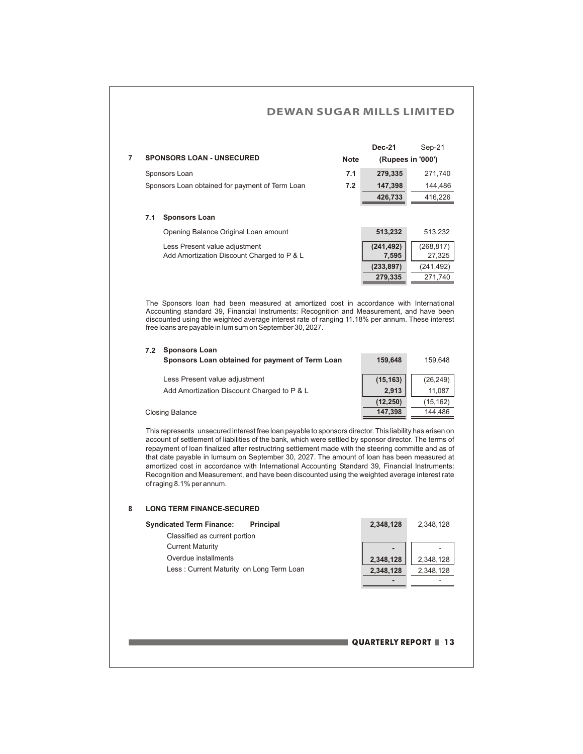## 7 SPONSORS LOAN - UNSECURED

| | Note | Dec-21 | Sep-21 |
|---|---|---|---|
| | | (Rupees in '000') | |
| Sponsors Loan | 7.1 | 279,335 | 271,740 |
| Sponsors Loan obtained for payment of Term Loan | 7.2 | 147,398 | 144,486 |
| | | 426,733 | 416,226 |

### 7.1 Sponsors Loan

| | Dec-21 | Sep-21 |
|---|---|---|
| Opening Balance Original Loan amount | 513,232 | 513,232 |
| Less Present value adjustment | (241,492) | (268,817) |
| Add Amortization Discount Charged to P & L | 7,595 | 27,325 |
| | (233,897) | (241,492) |
| | 279,335 | 271,740 |

The Sponsors loan had been measured at amortized cost in accordance with International Accounting standard 39, Financial Instruments: Recognition and Measurement, and have been discounted using the weighted average interest rate of ranging 11.18% per annum. These interest free loans are payable in lum sum on September 30, 2027.

### 7.2 Sponsors Loan

| | Dec-21 | Sep-21 |
|---|---|---|
| **Sponsors Loan obtained for payment of Term Loan** | 159,648 | 159,648 |
| Less Present value adjustment | (15,163) | (26,249) |
| Add Amortization Discount Charged to P & L | 2,913 | 11,087 |
| | (12,250) | (15,162) |
| Closing Balance | 147,398 | 144,486 |

This represents unsecured interest free loan payable to sponsors director. This liability has arisen on account of settlement of liabilities of the bank, which were settled by sponsor director. The terms of repayment of loan finalized after restructring settlement made with the steering committe and as of that date payable in lumsum on September 30, 2027. The amount of loan has been measured at amortized cost in accordance with International Accounting Standard 39, Financial Instruments: Recognition and Measurement, and have been discounted using the weighted average interest rate of raging 8.1% per annum.

## 8 LONG TERM FINANCE-SECURED

| | Dec-21 | Sep-21 |
|---|---|---|
| **Syndicated Term Finance: Principal** | 2,348,128 | 2,348,128 |
| Classified as current portion | | |
| Current Maturity | - | - |
| Overdue installments | 2,348,128 | 2,348,128 |
| Less : Current Maturity on Long Term Loan | 2,348,128 | 2,348,128 |
| | - | - |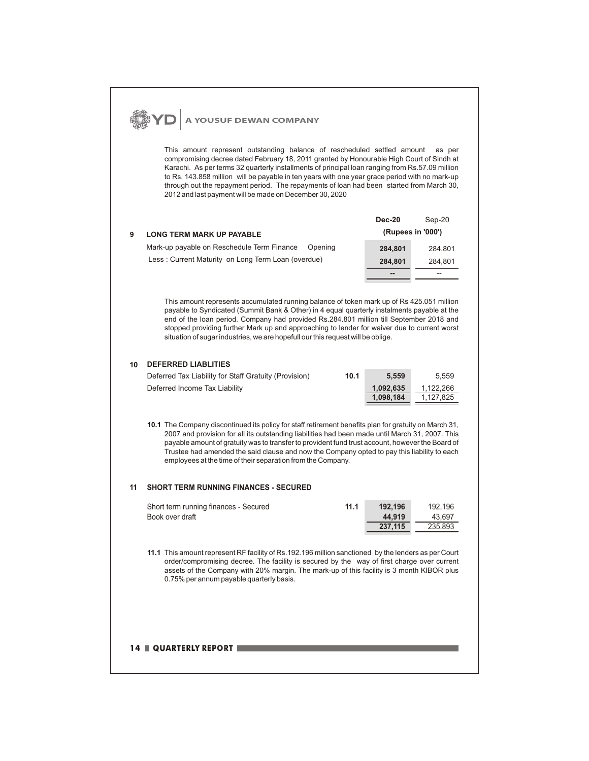This amount represent outstanding balance of rescheduled settled amount as per compromising decree dated February 18, 2011 granted by Honourable High Court of Sindh at Karachi. As per terms 32 quarterly installments of principal loan ranging from Rs.57.09 million to Rs. 143.858 million will be payable in ten years with one year grace period with no mark-up through out the repayment period. The repayments of loan had been started from March 30, 2012 and last payment will be made on December 30, 2020

| | | **Dec-20** | Sep-20 |
|---|---|---|---|
| | | **(Rupees in '000')** | |
| **9** | **LONG TERM MARK UP PAYABLE** | | |
| | Mark-up payable on Reschedule Term Finance Opening | **284,801** | 284,801 |
| | Less : Current Maturity on Long Term Loan (overdue) | **284,801** | 284,801 |
| | | **--** | -- |

This amount represents accumulated running balance of token mark up of Rs 425.051 million payable to Syndicated (Summit Bank & Other) in 4 equal quarterly instalments payable at the end of the loan period. Company had provided Rs.284.801 million till September 2018 and stopped providing further Mark up and approaching to lender for waiver due to current worst situation of sugar industries, we are hopefull our this request will be oblige.

| | | | Dec-20 | Sep-20 |
|---|---|---|---|---|
| **10** | **DEFERRED LIABLITIES** | | | |
| | Deferred Tax Liability for Staff Gratuity (Provision) | **10.1** | **5,559** | 5,559 |
| | Deferred Income Tax Liability | | **1,092,635** | 1,122,266 |
| | | | **1,098,184** | 1,127,825 |

**10.1** The Company discontinued its policy for staff retirement benefits plan for gratuity on March 31, 2007 and provision for all its outstanding liabilities had been made until March 31, 2007. This payable amount of gratuity was to transfer to provident fund trust account, however the Board of Trustee had amended the said clause and now the Company opted to pay this liability to each employees at the time of their separation from the Company.

| | | | Dec-20 | Sep-20 |
|---|---|---|---|---|
| **11** | **SHORT TERM RUNNING FINANCES - SECURED** | | | |
| | Short term running finances - Secured | **11.1** | **192,196** | 192,196 |
| | Book over draft | | **44,919** | 43,697 |
| | | | **237,115** | 235,893 |

**11.1** This amount represent RF facility of Rs.192.196 million sanctioned by the lenders as per Court order/compromising decree. The facility is secured by the way of first charge over current assets of the Company with 20% margin. The mark-up of this facility is 3 month KIBOR plus 0.75% per annum payable quarterly basis.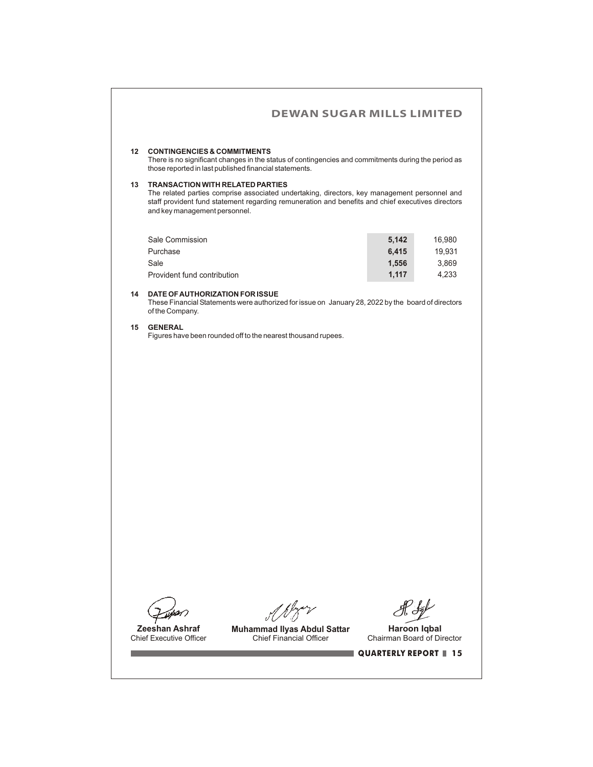## 12 CONTINGENCIES & COMMITMENTS

There is no significant changes in the status of contingencies and commitments during the period as those reported in last published financial statements.

## 13 TRANSACTION WITH RELATED PARTIES

The related parties comprise associated undertaking, directors, key management personnel and staff provident fund statement regarding remuneration and benefits and chief executives directors and key management personnel.

| | | |
|---|---|---|
| Sale Commission | **5,142** | 16,980 |
| Purchase | **6,415** | 19,931 |
| Sale | **1,556** | 3,869 |
| Provident fund contribution | **1,117** | 4,233 |

## 14 DATE OF AUTHORIZATION FOR ISSUE

These Financial Statements were authorized for issue on January 28, 2022 by the board of directors of the Company.

## 15 GENERAL

Figures have been rounded off to the nearest thousand rupees.

| | | |
|---|---|---|
| **Zeeshan Ashraf** | **Muhammad Ilyas Abdul Sattar** | **Haroon Iqbal** |
| Chief Executive Officer | Chief Financial Officer | Chairman Board of Director |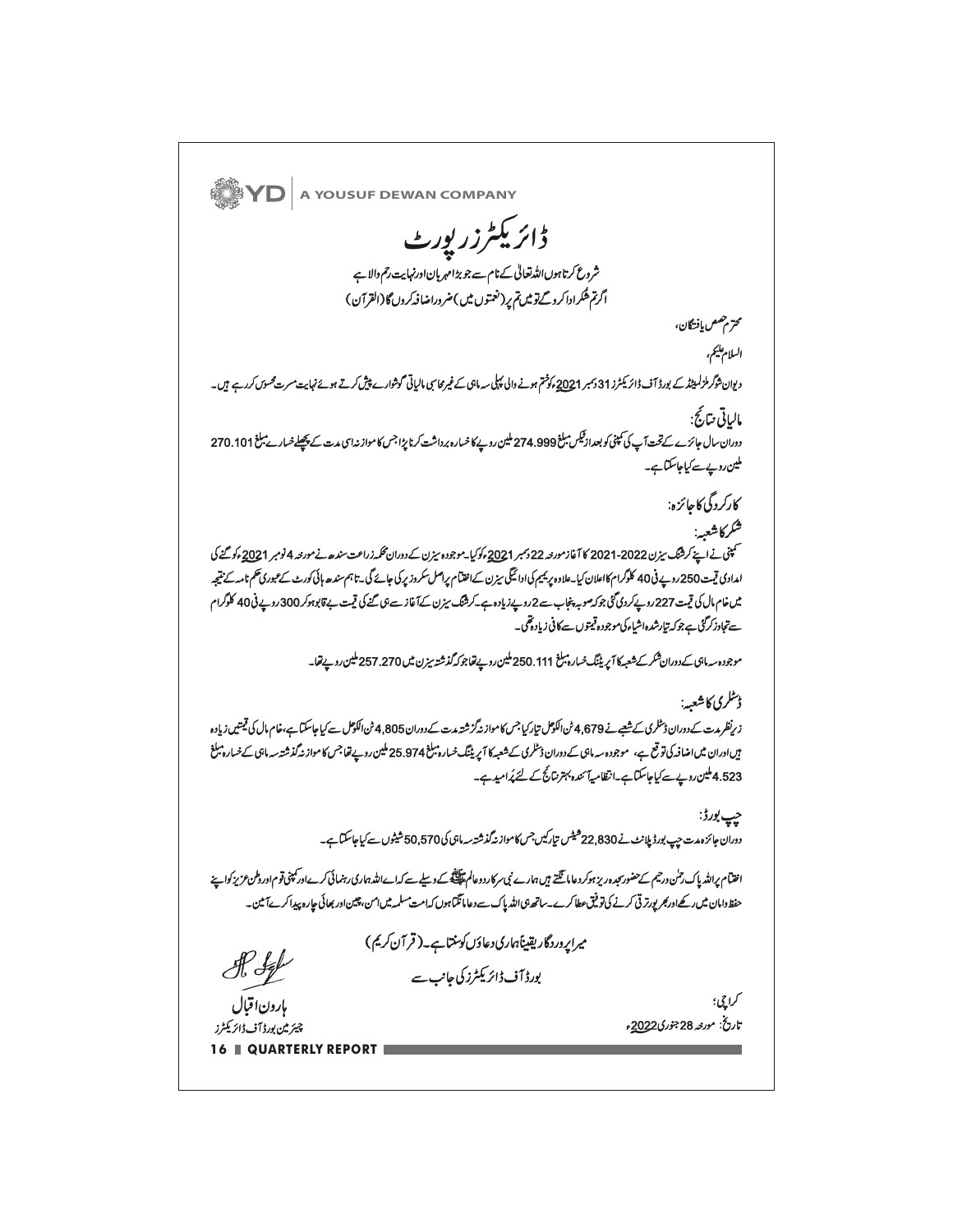A YOUSUF DEWAN COMPANY

# ڈائریکٹرز رپورٹ

شروع کرتا ہوں اللہ تعالیٰ کے نام سے جو بڑا مہربان اور نہایت رحم والا ہے

اگر تم شکر ادا کرو گے تو میں تم پر (نعمتوں میں) ضرور اضافہ کروں گا (القرآن)

محترم حصص یافتگان،

السلام علیکم،

دیوان شوگر ملز لمیٹڈ کے بورڈ آف ڈائریکٹرز 31 دسمبر 2021ء کو ختم ہونے والی پہلی سہ ماہی کے غیر محاسبی مالیاتی گوشوارے پیش کرتے ہوئے نہایت مسرت محسوس کررہے ہیں۔

## مالیاتی نتائج:

دوران سال جائزے کے تحت آپ کی کمپنی کو بعد از ٹیکس مبلغ 274.999 ملین روپے کا خسارہ برداشت کرنا پڑا جس کا موازنہ اسی مدت کے پچھلے خسارے مبلغ 270.101 ملین روپے سے کیا جاسکتا ہے۔

## کارکردگی کا جائزہ:

### شکر کا شعبہ:

کمپنی نے اپنے کرشنگ سیزن 2022-2021 کا آغاز مورخہ 22 دسمبر 2021ء کو کیا۔ موجودہ سیزن کے دوران محکمہ زراعت سندھ نے مورخہ 4 نومبر 2021ء کو گنے کی امدادی قیمت 250 روپے فی 40 کلوگرام کا اعلان کیا۔ علاوہ پریمیم کی ادائیگی سیزن کے اختتام پر اصل سکروز پر کی جائے گی۔ تاہم سندھ ہائی کورٹ کے عبوری حکم نامہ کے نتیجہ میں خام مال کی قیمت 227 روپے کردی گئی جو کہ صوبہ پنجاب سے 2 روپے زیادہ ہے۔ کرشنگ سیزن کے آغاز سے ہی گنے کی قیمت بے قابو ہو کر 300 روپے فی 40 کلوگرام سے تجاوز کر گئی ہے جو کہ تیار شدہ اشیاء کی موجودہ قیمتوں سے کافی زیادہ تھی۔

موجودہ سہ ماہی کے دوران شکر کے شعبہ کا آپریٹنگ خسارہ مبلغ 250.111 ملین روپے تھا جو کہ گذشتہ سیزن میں 257.270 ملین روپے تھا۔

### ڈسٹلری کا شعبہ:

زیر نظر مدت کے دوران ڈسٹلری کے شعبے نے 4,679 ٹن الکوحل تیار کیا جس کا موازنہ گزشتہ مدت کے دوران 4,805 ٹن الکوحل سے کیا جاسکتا ہے، خام مال کی قیمتیں زیادہ ہیں اور ان میں اضافہ کی توقع ہے، موجودہ سہ ماہی کے دوران ڈسٹلری کے شعبہ کا آپریٹنگ خسارہ مبلغ 25.974 ملین روپے تھا جس کا موازنہ گذشتہ سہ ماہی کے خسارہ مبلغ 4.523 ملین روپے سے کیا جاسکتا ہے۔ انتظامیہ آئندہ بہتر نتائج کے لئے پُر امید ہے۔

### چپ بورڈ:

دوران جائزہ مدت چپ بورڈ پلانٹ نے 22,830 شیٹس تیار کیں جس کا موازنہ گذشتہ سہ ماہی کی 50,570 شیٹوں سے کیا جاسکتا ہے۔

اختتام پر اللہ پاک رحمٰن و رحیم کے حضور سجدہ ریز ہو کر دعا مانگتے ہیں ہمارے نبی سرکار دو عالم ﷺ کے وسیلے سے کہ اے اللہ ہماری رہنمائی کرے اور کمپنی قوم اور وطن عزیز کو اپنے حفظ و امان میں رکھے اور بھر پور ترقی کرنے کی توفیق عطا کرے۔ ساتھ ہی اللہ پاک سے دعا مانگتا ہوں کہ امت مسلمہ میں امن، چین اور بھائی چارہ پیدا کرے آمین۔

میرا پروردگار یقیناً ہماری دعاؤں کو سنتا ہے۔ (قرآن کریم)

بورڈ آف ڈائریکٹرز کی جانب سے

ہارون اقبال

چیئرمین بورڈ آف ڈائریکٹرز

کراچی؛

تاریخ: مورخہ 28 جنوری 2022ء